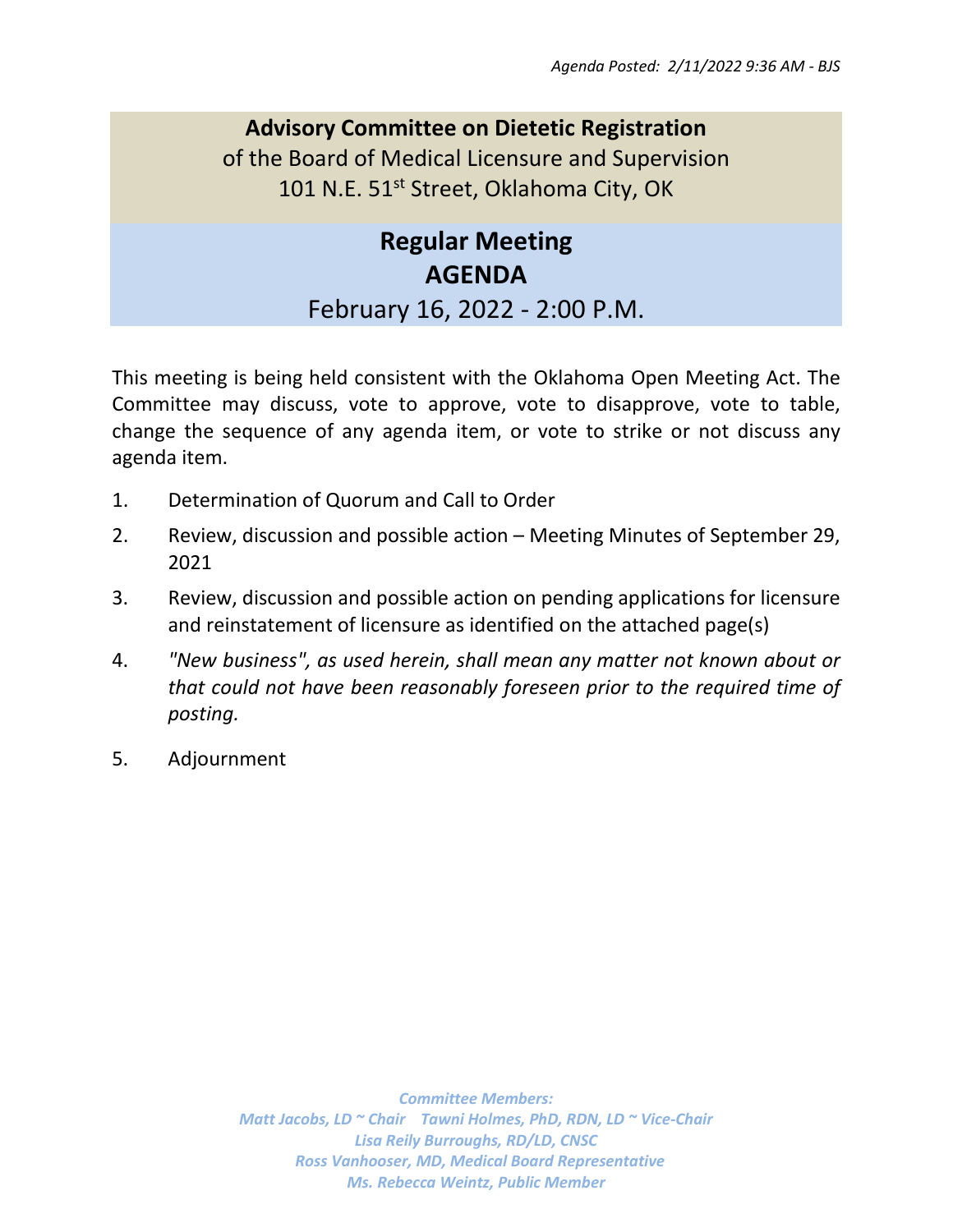*Agenda Posted: 2/11/2022 9:36 AM - BJS*

## Advisory Committee on Dietetic Registration

of the Board of Medical Licensure and Supervision

101 N.E. 51st Street, Oklahoma City, OK

# Regular Meeting
# AGENDA

February 16, 2022 - 2:00 P.M.

This meeting is being held consistent with the Oklahoma Open Meeting Act. The Committee may discuss, vote to approve, vote to disapprove, vote to table, change the sequence of any agenda item, or vote to strike or not discuss any agenda item.

1. Determination of Quorum and Call to Order
2. Review, discussion and possible action – Meeting Minutes of September 29, 2021
3. Review, discussion and possible action on pending applications for licensure and reinstatement of licensure as identified on the attached page(s)
4. *"New business", as used herein, shall mean any matter not known about or that could not have been reasonably foreseen prior to the required time of posting.*
5. Adjournment

*Committee Members:*
*Matt Jacobs, LD ~ Chair    Tawni Holmes, PhD, RDN, LD ~ Vice-Chair*
*Lisa Reily Burroughs, RD/LD, CNSC*
*Ross Vanhooser, MD, Medical Board Representative*
*Ms. Rebecca Weintz, Public Member*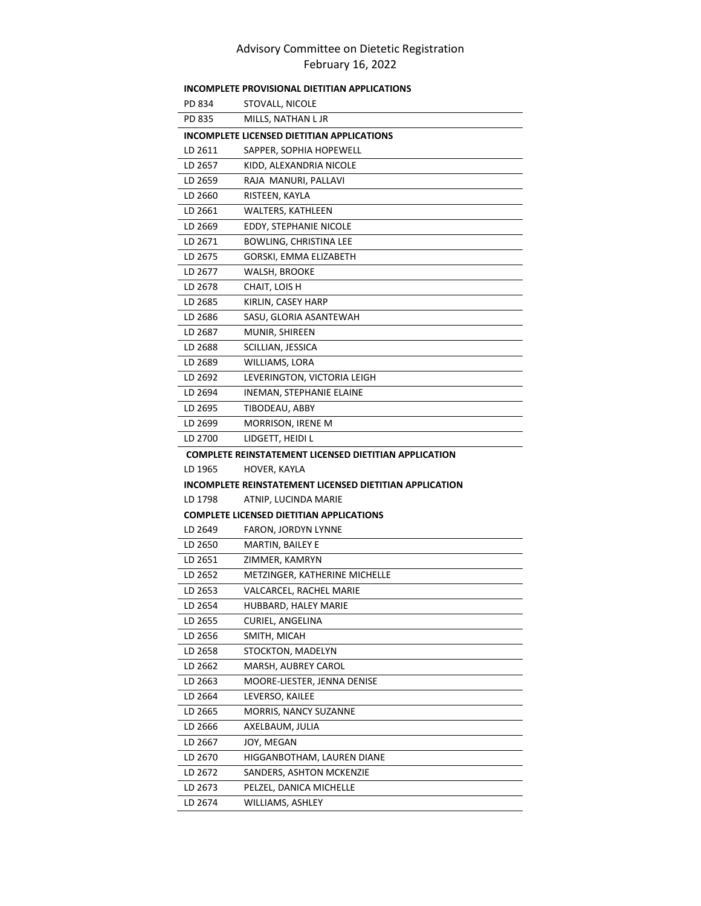# Advisory Committee on Dietetic Registration

February 16, 2022

**INCOMPLETE PROVISIONAL DIETITIAN APPLICATIONS**

| | |
|---|---|
| PD 834 | STOVALL, NICOLE |
| PD 835 | MILLS, NATHAN L JR |

**INCOMPLETE LICENSED DIETITIAN APPLICATIONS**

| | |
|---|---|
| LD 2611 | SAPPER, SOPHIA HOPEWELL |
| LD 2657 | KIDD, ALEXANDRIA NICOLE |
| LD 2659 | RAJA MANURI, PALLAVI |
| LD 2660 | RISTEEN, KAYLA |
| LD 2661 | WALTERS, KATHLEEN |
| LD 2669 | EDDY, STEPHANIE NICOLE |
| LD 2671 | BOWLING, CHRISTINA LEE |
| LD 2675 | GORSKI, EMMA ELIZABETH |
| LD 2677 | WALSH, BROOKE |
| LD 2678 | CHAIT, LOIS H |
| LD 2685 | KIRLIN, CASEY HARP |
| LD 2686 | SASU, GLORIA ASANTEWAH |
| LD 2687 | MUNIR, SHIREEN |
| LD 2688 | SCILLIAN, JESSICA |
| LD 2689 | WILLIAMS, LORA |
| LD 2692 | LEVERINGTON, VICTORIA LEIGH |
| LD 2694 | INEMAN, STEPHANIE ELAINE |
| LD 2695 | TIBODEAU, ABBY |
| LD 2699 | MORRISON, IRENE M |
| LD 2700 | LIDGETT, HEIDI L |

**COMPLETE REINSTATEMENT LICENSED DIETITIAN APPLICATION**

| | |
|---|---|
| LD 1965 | HOVER, KAYLA |

**INCOMPLETE REINSTATEMENT LICENSED DIETITIAN APPLICATION**

| | |
|---|---|
| LD 1798 | ATNIP, LUCINDA MARIE |

**COMPLETE LICENSED DIETITIAN APPLICATIONS**

| | |
|---|---|
| LD 2649 | FARON, JORDYN LYNNE |
| LD 2650 | MARTIN, BAILEY E |
| LD 2651 | ZIMMER, KAMRYN |
| LD 2652 | METZINGER, KATHERINE MICHELLE |
| LD 2653 | VALCARCEL, RACHEL MARIE |
| LD 2654 | HUBBARD, HALEY MARIE |
| LD 2655 | CURIEL, ANGELINA |
| LD 2656 | SMITH, MICAH |
| LD 2658 | STOCKTON, MADELYN |
| LD 2662 | MARSH, AUBREY CAROL |
| LD 2663 | MOORE-LIESTER, JENNA DENISE |
| LD 2664 | LEVERSO, KAILEE |
| LD 2665 | MORRIS, NANCY SUZANNE |
| LD 2666 | AXELBAUM, JULIA |
| LD 2667 | JOY, MEGAN |
| LD 2670 | HIGGANBOTHAM, LAUREN DIANE |
| LD 2672 | SANDERS, ASHTON MCKENZIE |
| LD 2673 | PELZEL, DANICA MICHELLE |
| LD 2674 | WILLIAMS, ASHLEY |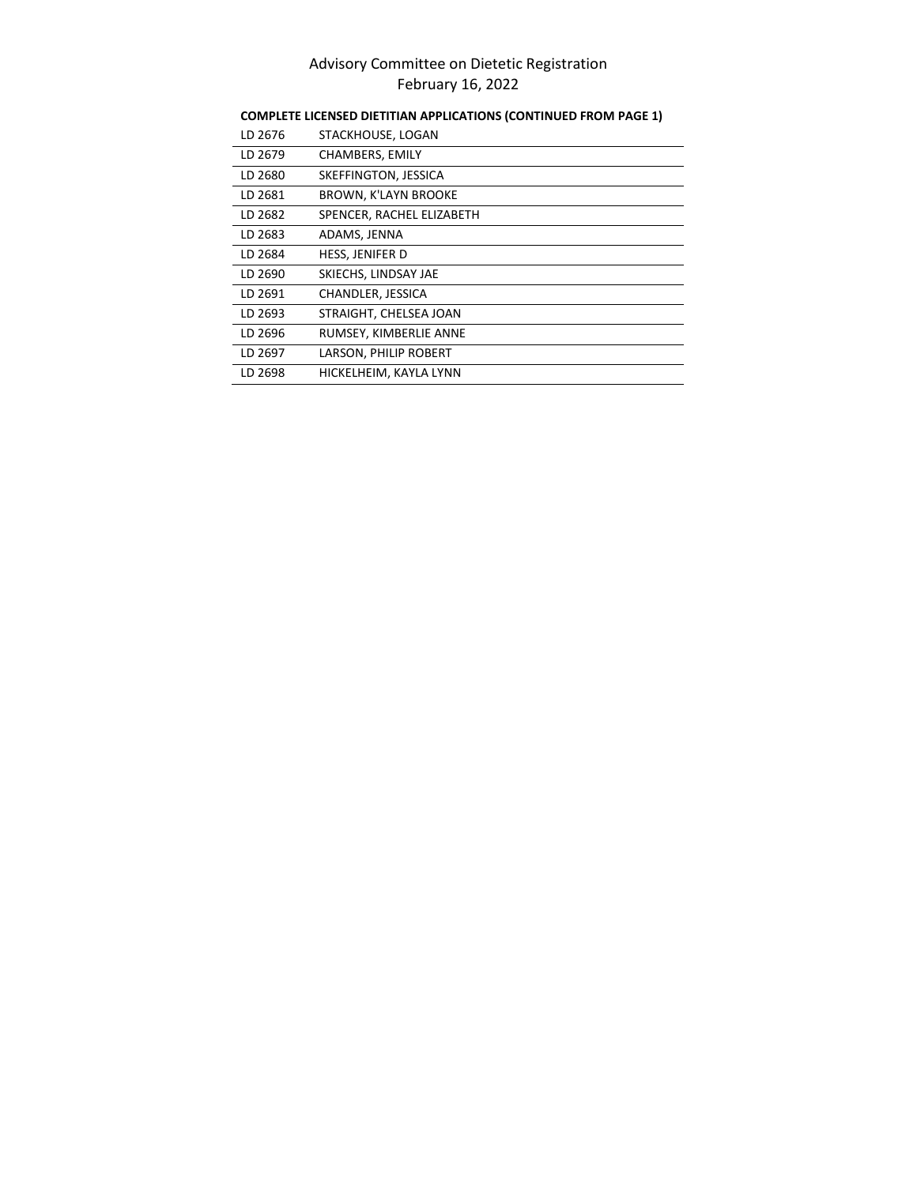# Advisory Committee on Dietetic Registration
February 16, 2022

**COMPLETE LICENSED DIETITIAN APPLICATIONS (CONTINUED FROM PAGE 1)**

| | |
|---|---|
| LD 2676 | STACKHOUSE, LOGAN |
| LD 2679 | CHAMBERS, EMILY |
| LD 2680 | SKEFFINGTON, JESSICA |
| LD 2681 | BROWN, K'LAYN BROOKE |
| LD 2682 | SPENCER, RACHEL ELIZABETH |
| LD 2683 | ADAMS, JENNA |
| LD 2684 | HESS, JENIFER D |
| LD 2690 | SKIECHS, LINDSAY JAE |
| LD 2691 | CHANDLER, JESSICA |
| LD 2693 | STRAIGHT, CHELSEA JOAN |
| LD 2696 | RUMSEY, KIMBERLIE ANNE |
| LD 2697 | LARSON, PHILIP ROBERT |
| LD 2698 | HICKELHEIM, KAYLA LYNN |